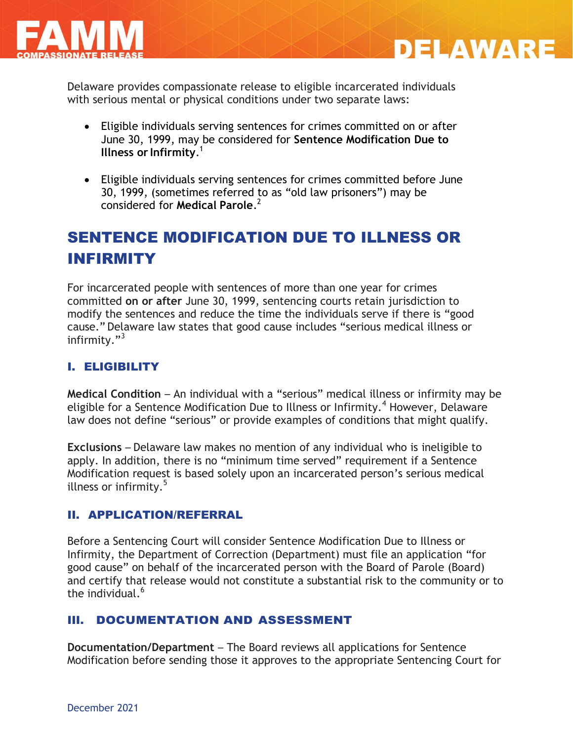# FAMM COMPASSIONATE RELEASE — DELAWARE

Delaware provides compassionate release to eligible incarcerated individuals with serious mental or physical conditions under two separate laws:

- Eligible individuals serving sentences for crimes committed on or after June 30, 1999, may be considered for **Sentence Modification Due to Illness or Infirmity**.[1]
- Eligible individuals serving sentences for crimes committed before June 30, 1999, (sometimes referred to as "old law prisoners") may be considered for **Medical Parole**.[2]

## SENTENCE MODIFICATION DUE TO ILLNESS OR INFIRMITY

For incarcerated people with sentences of more than one year for crimes committed **on or after** June 30, 1999, sentencing courts retain jurisdiction to modify the sentences and reduce the time the individuals serve if there is "good cause." Delaware law states that good cause includes "serious medical illness or infirmity."[3]

### I. ELIGIBILITY

**Medical Condition** – An individual with a "serious" medical illness or infirmity may be eligible for a Sentence Modification Due to Illness or Infirmity.[4] However, Delaware law does not define "serious" or provide examples of conditions that might qualify.

**Exclusions** – Delaware law makes no mention of any individual who is ineligible to apply. In addition, there is no "minimum time served" requirement if a Sentence Modification request is based solely upon an incarcerated person's serious medical illness or infirmity.[5]

### II. APPLICATION/REFERRAL

Before a Sentencing Court will consider Sentence Modification Due to Illness or Infirmity, the Department of Correction (Department) must file an application "for good cause" on behalf of the incarcerated person with the Board of Parole (Board) and certify that release would not constitute a substantial risk to the community or to the individual.[6]

### III. DOCUMENTATION AND ASSESSMENT

**Documentation/Department** – The Board reviews all applications for Sentence Modification before sending those it approves to the appropriate Sentencing Court for

December 2021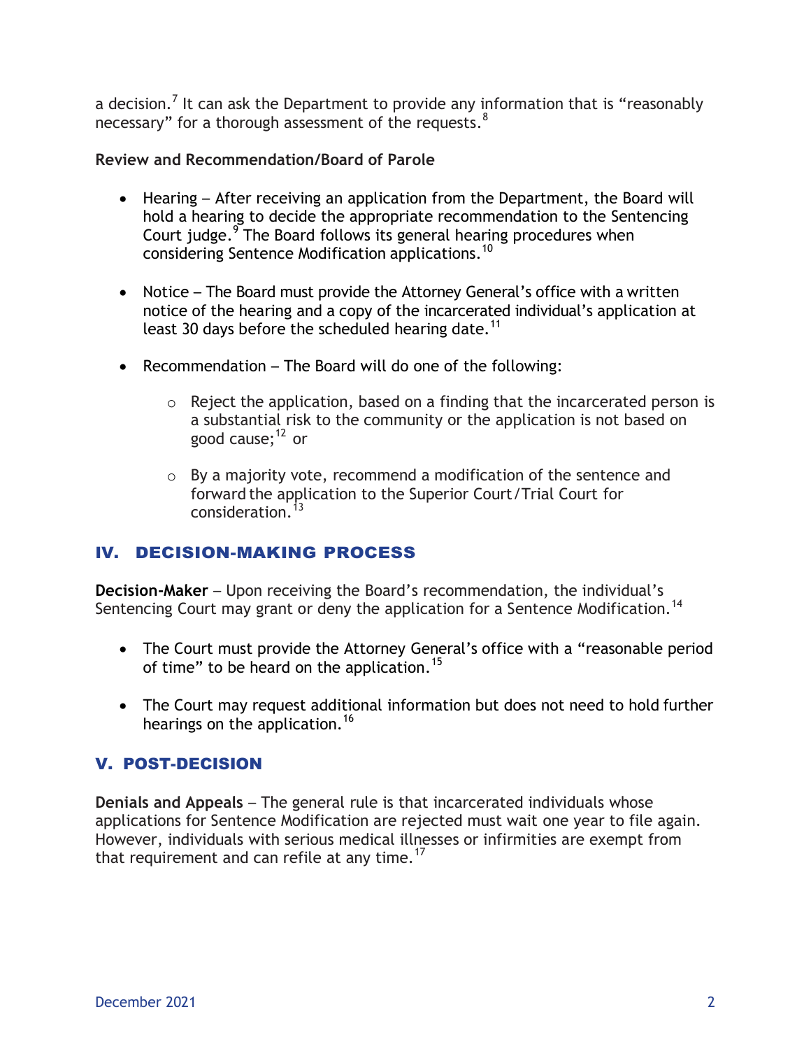a decision.[7] It can ask the Department to provide any information that is "reasonably necessary" for a thorough assessment of the requests.[8]

**Review and Recommendation/Board of Parole**

- Hearing – After receiving an application from the Department, the Board will hold a hearing to decide the appropriate recommendation to the Sentencing Court judge.[9] The Board follows its general hearing procedures when considering Sentence Modification applications.[10]

- Notice – The Board must provide the Attorney General's office with a written notice of the hearing and a copy of the incarcerated individual's application at least 30 days before the scheduled hearing date.[11]

- Recommendation – The Board will do one of the following:

  - Reject the application, based on a finding that the incarcerated person is a substantial risk to the community or the application is not based on good cause;[12] or

  - By a majority vote, recommend a modification of the sentence and forward the application to the Superior Court/Trial Court for consideration.[13]

## IV. DECISION-MAKING PROCESS

**Decision-Maker** – Upon receiving the Board's recommendation, the individual's Sentencing Court may grant or deny the application for a Sentence Modification.[14]

- The Court must provide the Attorney General's office with a "reasonable period of time" to be heard on the application.[15]

- The Court may request additional information but does not need to hold further hearings on the application.[16]

## V. POST-DECISION

**Denials and Appeals** – The general rule is that incarcerated individuals whose applications for Sentence Modification are rejected must wait one year to file again. However, individuals with serious medical illnesses or infirmities are exempt from that requirement and can refile at any time.[17]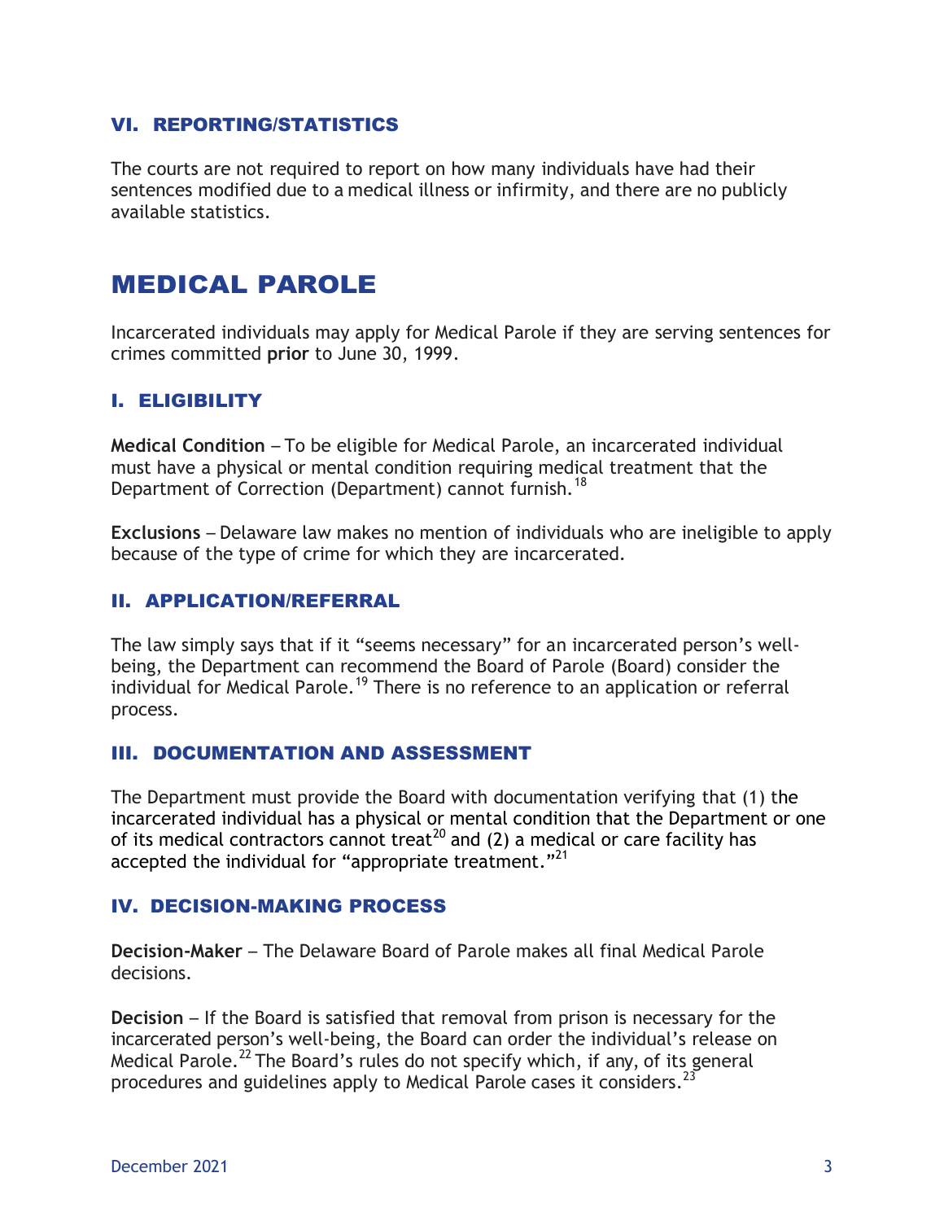### VI. REPORTING/STATISTICS

The courts are not required to report on how many individuals have had their sentences modified due to a medical illness or infirmity, and there are no publicly available statistics.

## MEDICAL PAROLE

Incarcerated individuals may apply for Medical Parole if they are serving sentences for crimes committed **prior** to June 30, 1999.

### I. ELIGIBILITY

**Medical Condition** – To be eligible for Medical Parole, an incarcerated individual must have a physical or mental condition requiring medical treatment that the Department of Correction (Department) cannot furnish.[18]

**Exclusions** – Delaware law makes no mention of individuals who are ineligible to apply because of the type of crime for which they are incarcerated.

### II. APPLICATION/REFERRAL

The law simply says that if it "seems necessary" for an incarcerated person's well-being, the Department can recommend the Board of Parole (Board) consider the individual for Medical Parole.[19] There is no reference to an application or referral process.

### III. DOCUMENTATION AND ASSESSMENT

The Department must provide the Board with documentation verifying that (1) the incarcerated individual has a physical or mental condition that the Department or one of its medical contractors cannot treat[20] and (2) a medical or care facility has accepted the individual for "appropriate treatment."[21]

### IV. DECISION-MAKING PROCESS

**Decision-Maker** – The Delaware Board of Parole makes all final Medical Parole decisions.

**Decision** – If the Board is satisfied that removal from prison is necessary for the incarcerated person's well-being, the Board can order the individual's release on Medical Parole.[22] The Board's rules do not specify which, if any, of its general procedures and guidelines apply to Medical Parole cases it considers.[23]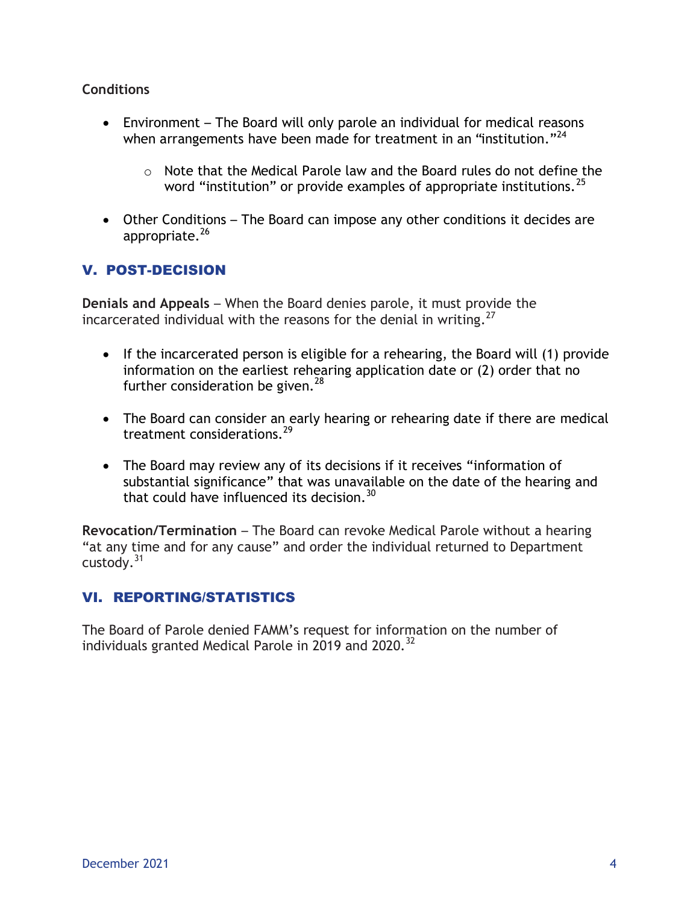**Conditions**

- Environment – The Board will only parole an individual for medical reasons when arrangements have been made for treatment in an "institution."[24]
  - Note that the Medical Parole law and the Board rules do not define the word "institution" or provide examples of appropriate institutions.[25]
- Other Conditions – The Board can impose any other conditions it decides are appropriate.[26]

## V. POST-DECISION

**Denials and Appeals** – When the Board denies parole, it must provide the incarcerated individual with the reasons for the denial in writing.[27]

- If the incarcerated person is eligible for a rehearing, the Board will (1) provide information on the earliest rehearing application date or (2) order that no further consideration be given.[28]
- The Board can consider an early hearing or rehearing date if there are medical treatment considerations.[29]
- The Board may review any of its decisions if it receives "information of substantial significance" that was unavailable on the date of the hearing and that could have influenced its decision.[30]

**Revocation/Termination** – The Board can revoke Medical Parole without a hearing "at any time and for any cause" and order the individual returned to Department custody.[31]

## VI. REPORTING/STATISTICS

The Board of Parole denied FAMM's request for information on the number of individuals granted Medical Parole in 2019 and 2020.[32]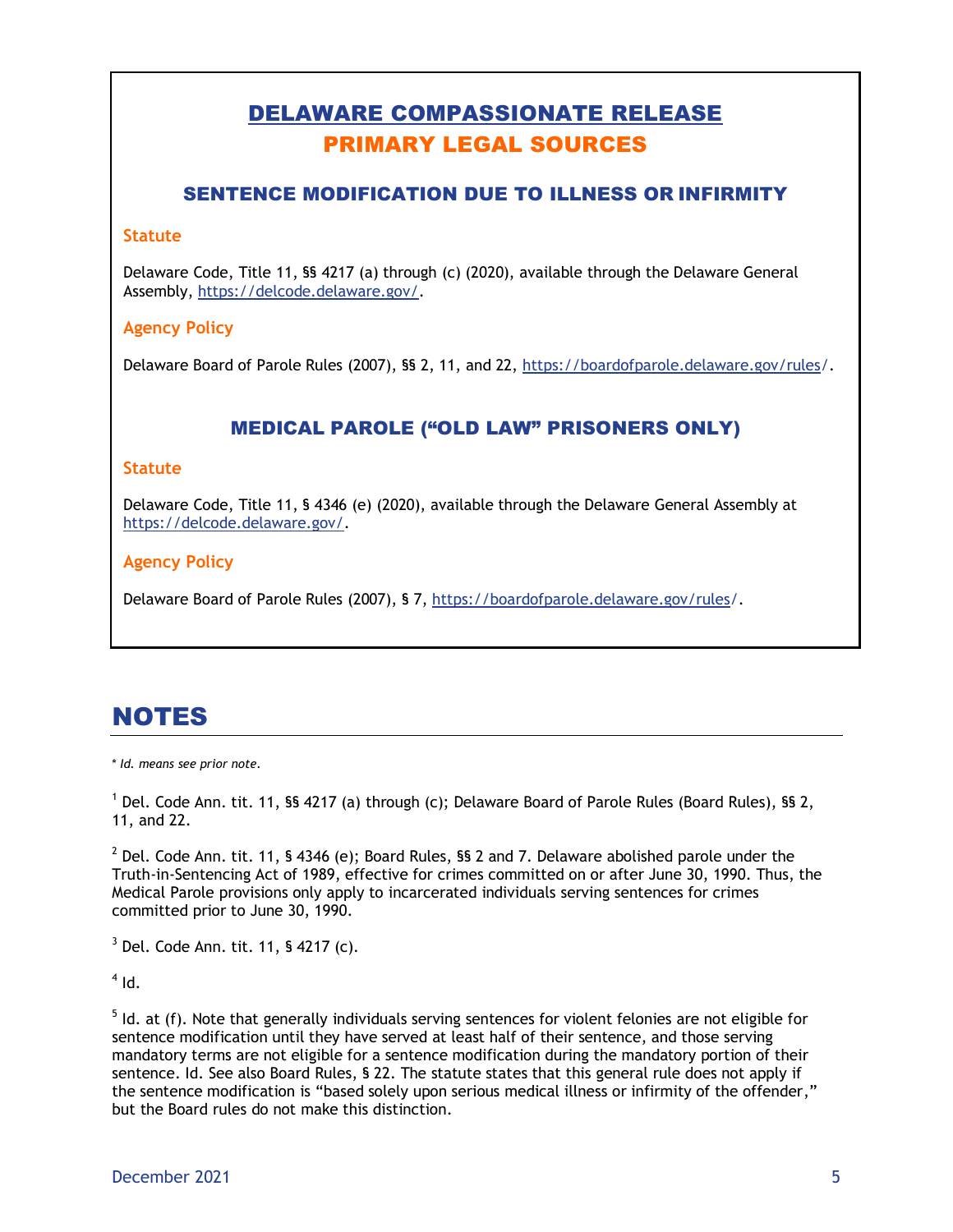## DELAWARE COMPASSIONATE RELEASE
## PRIMARY LEGAL SOURCES

### SENTENCE MODIFICATION DUE TO ILLNESS OR INFIRMITY

**Statute**

Delaware Code, Title 11, §§ 4217 (a) through (c) (2020), available through the Delaware General Assembly, https://delcode.delaware.gov/.

**Agency Policy**

Delaware Board of Parole Rules (2007), §§ 2, 11, and 22, https://boardofparole.delaware.gov/rules/.

### MEDICAL PAROLE ("OLD LAW" PRISONERS ONLY)

**Statute**

Delaware Code, Title 11, § 4346 (e) (2020), available through the Delaware General Assembly at https://delcode.delaware.gov/.

**Agency Policy**

Delaware Board of Parole Rules (2007), § 7, https://boardofparole.delaware.gov/rules/.

# NOTES

* *Id. means see prior note.*

[1] Del. Code Ann. tit. 11, §§ 4217 (a) through (c); Delaware Board of Parole Rules (Board Rules), §§ 2, 11, and 22.

[2] Del. Code Ann. tit. 11, § 4346 (e); Board Rules, §§ 2 and 7. Delaware abolished parole under the Truth-in-Sentencing Act of 1989, effective for crimes committed on or after June 30, 1990. Thus, the Medical Parole provisions only apply to incarcerated individuals serving sentences for crimes committed prior to June 30, 1990.

[3] Del. Code Ann. tit. 11, § 4217 (c).

[4] Id.

[5] Id. at (f). Note that generally individuals serving sentences for violent felonies are not eligible for sentence modification until they have served at least half of their sentence, and those serving mandatory terms are not eligible for a sentence modification during the mandatory portion of their sentence. Id. See also Board Rules, § 22. The statute states that this general rule does not apply if the sentence modification is "based solely upon serious medical illness or infirmity of the offender," but the Board rules do not make this distinction.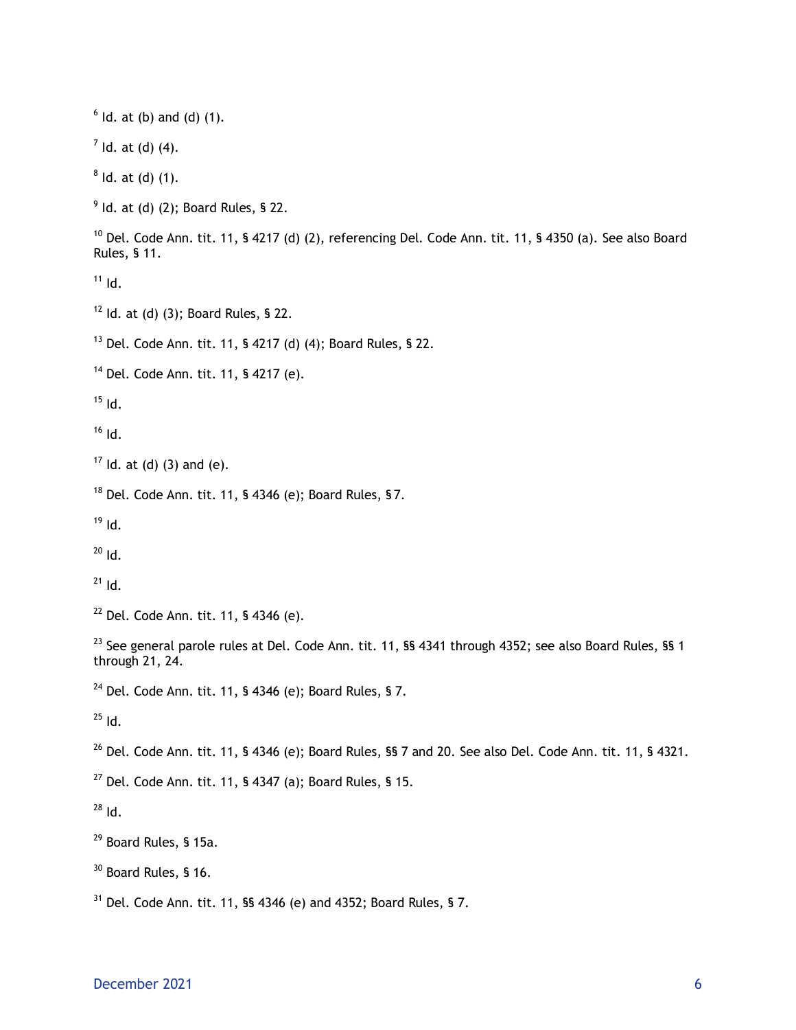[6] Id. at (b) and (d) (1).

[7] Id. at (d) (4).

[8] Id. at (d) (1).

[9] Id. at (d) (2); Board Rules, § 22.

[10] Del. Code Ann. tit. 11, § 4217 (d) (2), referencing Del. Code Ann. tit. 11, § 4350 (a). See also Board Rules, § 11.

[11] Id.

[12] Id. at (d) (3); Board Rules, § 22.

[13] Del. Code Ann. tit. 11, § 4217 (d) (4); Board Rules, § 22.

[14] Del. Code Ann. tit. 11, § 4217 (e).

[15] Id.

[16] Id.

[17] Id. at (d) (3) and (e).

[18] Del. Code Ann. tit. 11, § 4346 (e); Board Rules, § 7.

[19] Id.

[20] Id.

[21] Id.

[22] Del. Code Ann. tit. 11, § 4346 (e).

[23] See general parole rules at Del. Code Ann. tit. 11, §§ 4341 through 4352; see also Board Rules, §§ 1 through 21, 24.

[24] Del. Code Ann. tit. 11, § 4346 (e); Board Rules, § 7.

[25] Id.

[26] Del. Code Ann. tit. 11, § 4346 (e); Board Rules, §§ 7 and 20. See also Del. Code Ann. tit. 11, § 4321.

[27] Del. Code Ann. tit. 11, § 4347 (a); Board Rules, § 15.

[28] Id.

[29] Board Rules, § 15a.

[30] Board Rules, § 16.

[31] Del. Code Ann. tit. 11, §§ 4346 (e) and 4352; Board Rules, § 7.

December 2021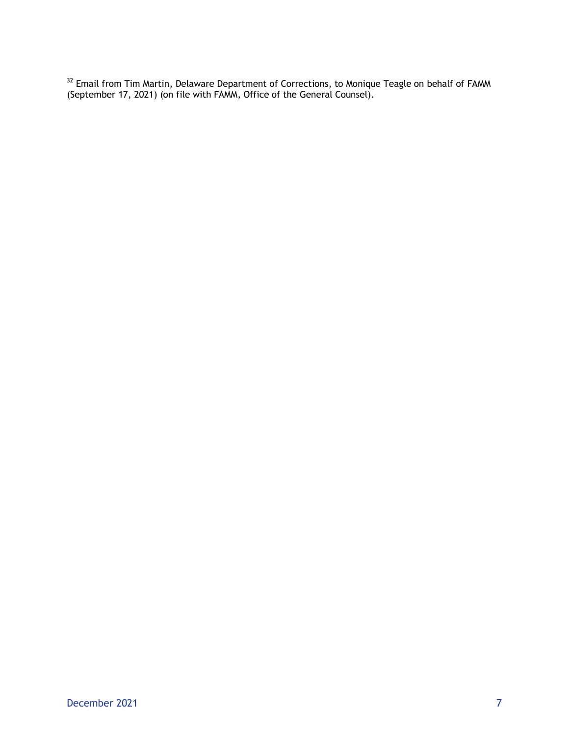[32] Email from Tim Martin, Delaware Department of Corrections, to Monique Teagle on behalf of FAMM (September 17, 2021) (on file with FAMM, Office of the General Counsel).